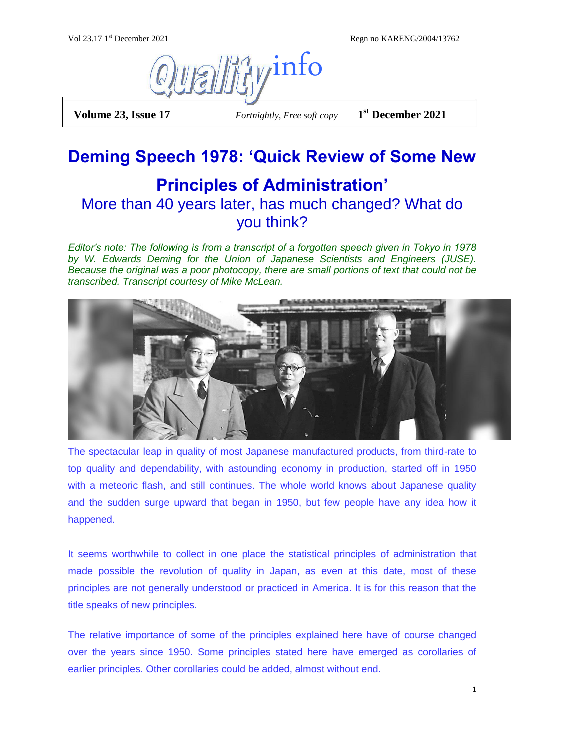# Qualityinfo

**Volume 23, Issue 17** *Fortnightly, Free soft copy* **1st December 2021**

## Deming Speech 1978: 'Quick Review of Some New Principles of Administration'

### More than 40 years later, has much changed? What do you think?

*Editor's note: The following is from a transcript of a forgotten speech given in Tokyo in 1978 by W. Edwards Deming for the Union of Japanese Scientists and Engineers (JUSE). Because the original was a poor photocopy, there are small portions of text that could not be transcribed. Transcript courtesy of Mike McLean.*

The spectacular leap in quality of most Japanese manufactured products, from third-rate to top quality and dependability, with astounding economy in production, started off in 1950 with a meteoric flash, and still continues. The whole world knows about Japanese quality and the sudden surge upward that began in 1950, but few people have any idea how it happened.

It seems worthwhile to collect in one place the statistical principles of administration that made possible the revolution of quality in Japan, as even at this date, most of these principles are not generally understood or practiced in America. It is for this reason that the title speaks of new principles.

The relative importance of some of the principles explained here have of course changed over the years since 1950. Some principles stated here have emerged as corollaries of earlier principles. Other corollaries could be added, almost without end.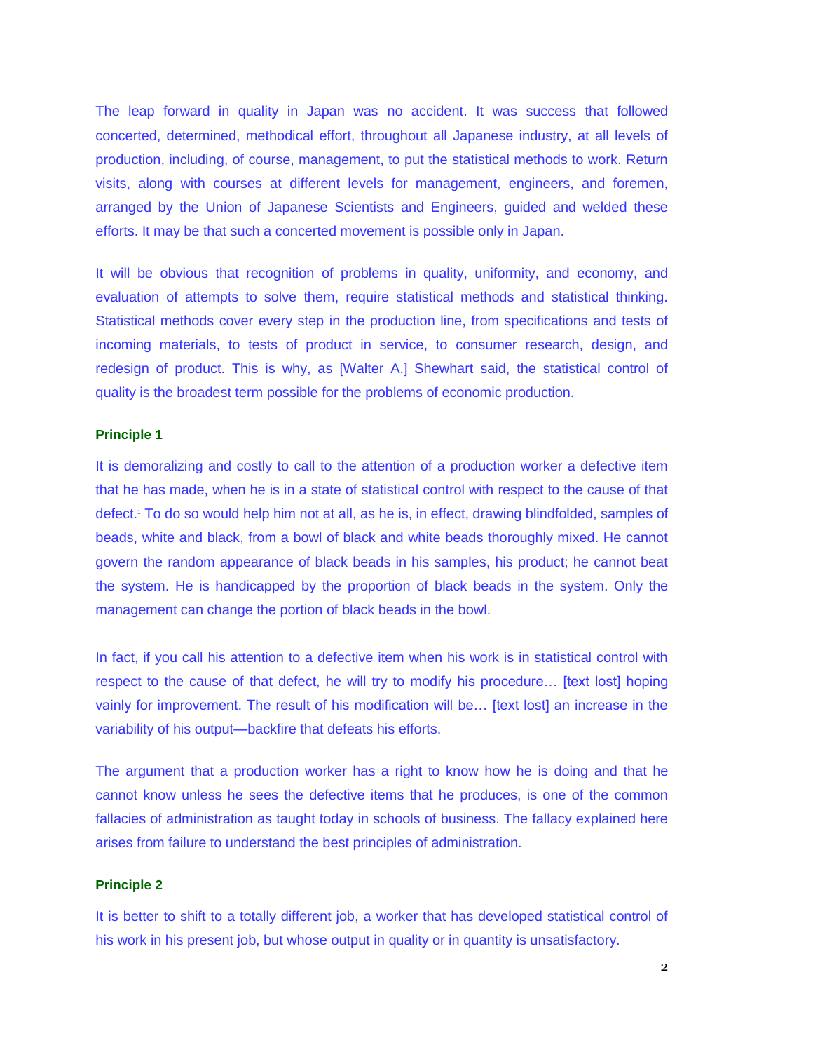The leap forward in quality in Japan was no accident. It was success that followed concerted, determined, methodical effort, throughout all Japanese industry, at all levels of production, including, of course, management, to put the statistical methods to work. Return visits, along with courses at different levels for management, engineers, and foremen, arranged by the Union of Japanese Scientists and Engineers, guided and welded these efforts. It may be that such a concerted movement is possible only in Japan.

It will be obvious that recognition of problems in quality, uniformity, and economy, and evaluation of attempts to solve them, require statistical methods and statistical thinking. Statistical methods cover every step in the production line, from specifications and tests of incoming materials, to tests of product in service, to consumer research, design, and redesign of product. This is why, as [Walter A.] Shewhart said, the statistical control of quality is the broadest term possible for the problems of economic production.

**Principle 1**

It is demoralizing and costly to call to the attention of a production worker a defective item that he has made, when he is in a state of statistical control with respect to the cause of that defect.[1] To do so would help him not at all, as he is, in effect, drawing blindfolded, samples of beads, white and black, from a bowl of black and white beads thoroughly mixed. He cannot govern the random appearance of black beads in his samples, his product; he cannot beat the system. He is handicapped by the proportion of black beads in the system. Only the management can change the portion of black beads in the bowl.

In fact, if you call his attention to a defective item when his work is in statistical control with respect to the cause of that defect, he will try to modify his procedure… [text lost] hoping vainly for improvement. The result of his modification will be… [text lost] an increase in the variability of his output—backfire that defeats his efforts.

The argument that a production worker has a right to know how he is doing and that he cannot know unless he sees the defective items that he produces, is one of the common fallacies of administration as taught today in schools of business. The fallacy explained here arises from failure to understand the best principles of administration.

**Principle 2**

It is better to shift to a totally different job, a worker that has developed statistical control of his work in his present job, but whose output in quality or in quantity is unsatisfactory.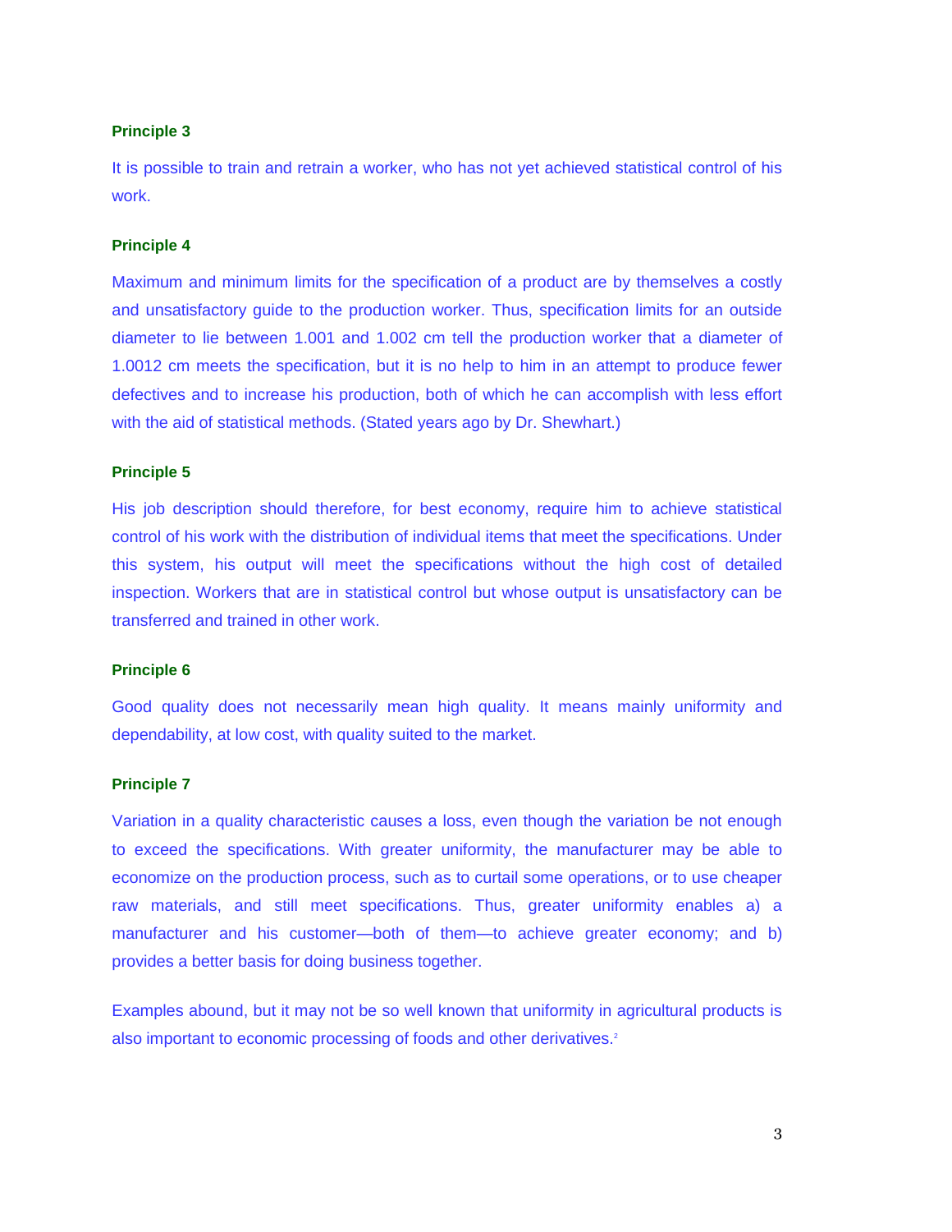**Principle 3**

It is possible to train and retrain a worker, who has not yet achieved statistical control of his work.

**Principle 4**

Maximum and minimum limits for the specification of a product are by themselves a costly and unsatisfactory guide to the production worker. Thus, specification limits for an outside diameter to lie between 1.001 and 1.002 cm tell the production worker that a diameter of 1.0012 cm meets the specification, but it is no help to him in an attempt to produce fewer defectives and to increase his production, both of which he can accomplish with less effort with the aid of statistical methods. (Stated years ago by Dr. Shewhart.)

**Principle 5**

His job description should therefore, for best economy, require him to achieve statistical control of his work with the distribution of individual items that meet the specifications. Under this system, his output will meet the specifications without the high cost of detailed inspection. Workers that are in statistical control but whose output is unsatisfactory can be transferred and trained in other work.

**Principle 6**

Good quality does not necessarily mean high quality. It means mainly uniformity and dependability, at low cost, with quality suited to the market.

**Principle 7**

Variation in a quality characteristic causes a loss, even though the variation be not enough to exceed the specifications. With greater uniformity, the manufacturer may be able to economize on the production process, such as to curtail some operations, or to use cheaper raw materials, and still meet specifications. Thus, greater uniformity enables a) a manufacturer and his customer—both of them—to achieve greater economy; and b) provides a better basis for doing business together.

Examples abound, but it may not be so well known that uniformity in agricultural products is also important to economic processing of foods and other derivatives.[2]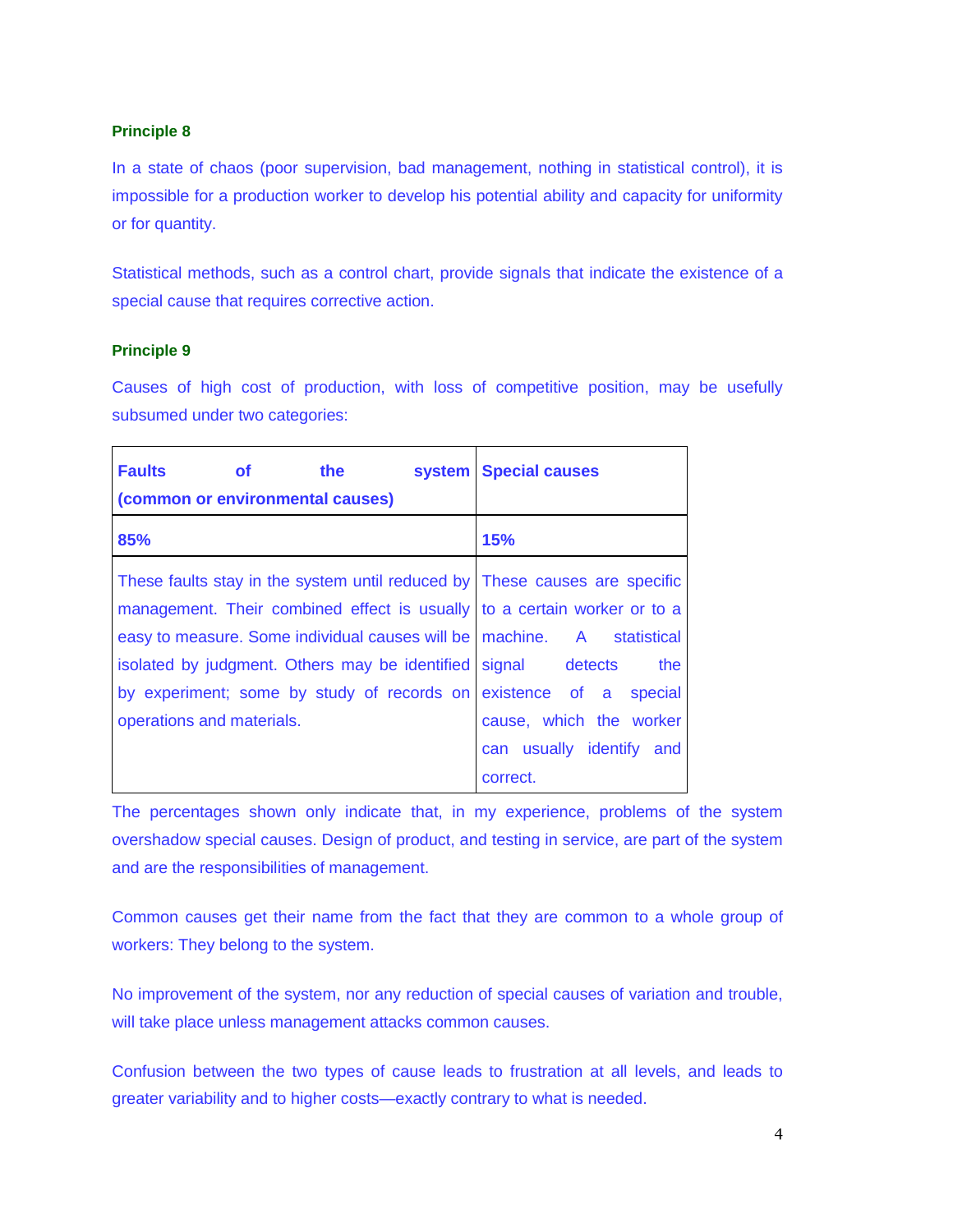**Principle 8**

In a state of chaos (poor supervision, bad management, nothing in statistical control), it is impossible for a production worker to develop his potential ability and capacity for uniformity or for quantity.

Statistical methods, such as a control chart, provide signals that indicate the existence of a special cause that requires corrective action.

**Principle 9**

Causes of high cost of production, with loss of competitive position, may be usefully subsumed under two categories:

| **Faults of the system (common or environmental causes)** | **Special causes** |
|---|---|
| **85%** | **15%** |
| These faults stay in the system until reduced by management. Their combined effect is usually easy to measure. Some individual causes will be isolated by judgment. Others may be identified by experiment; some by study of records on operations and materials. | These causes are specific to a certain worker or to a machine. A statistical signal detects the existence of a special cause, which the worker can usually identify and correct. |

The percentages shown only indicate that, in my experience, problems of the system overshadow special causes. Design of product, and testing in service, are part of the system and are the responsibilities of management.

Common causes get their name from the fact that they are common to a whole group of workers: They belong to the system.

No improvement of the system, nor any reduction of special causes of variation and trouble, will take place unless management attacks common causes.

Confusion between the two types of cause leads to frustration at all levels, and leads to greater variability and to higher costs—exactly contrary to what is needed.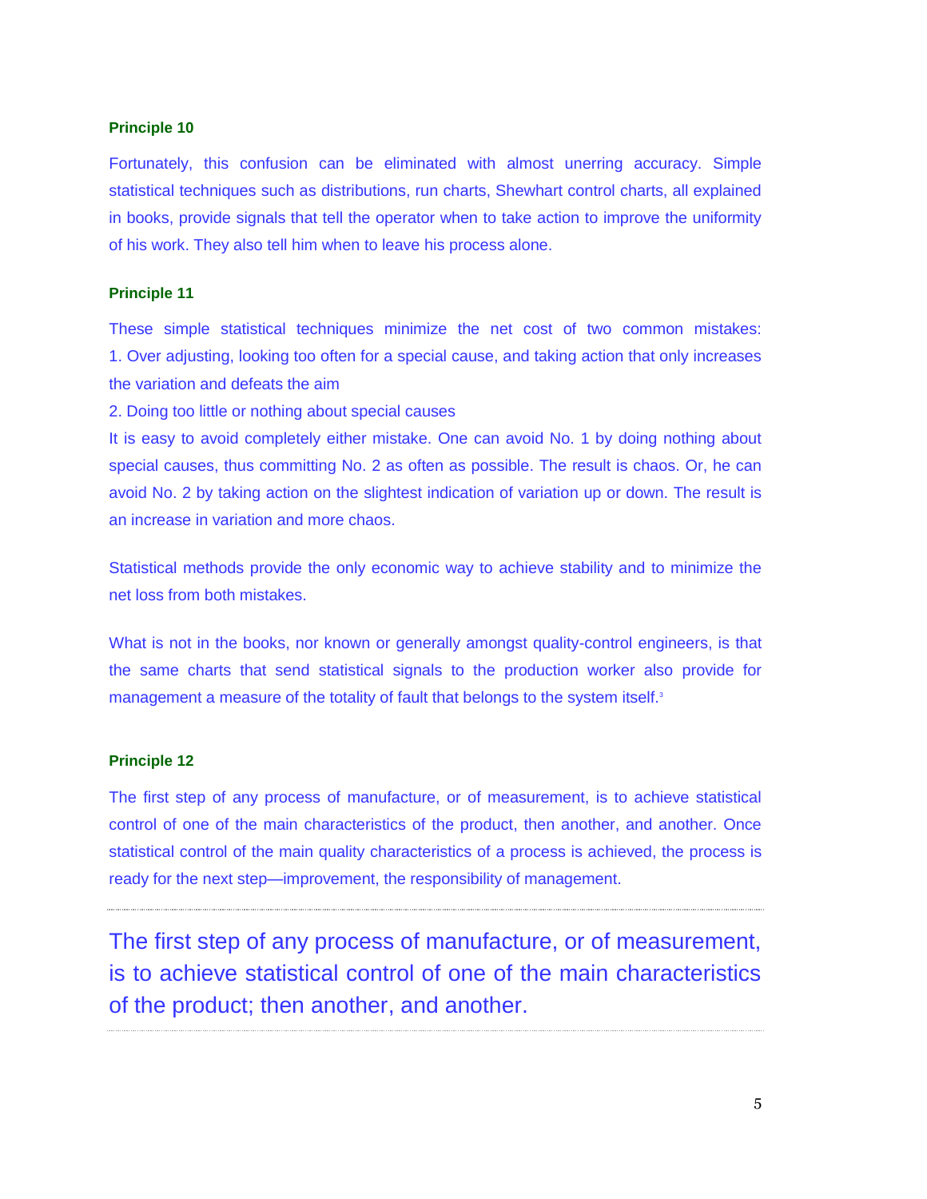### Principle 10

Fortunately, this confusion can be eliminated with almost unerring accuracy. Simple statistical techniques such as distributions, run charts, Shewhart control charts, all explained in books, provide signals that tell the operator when to take action to improve the uniformity of his work. They also tell him when to leave his process alone.

### Principle 11

These simple statistical techniques minimize the net cost of two common mistakes:

1. Over adjusting, looking too often for a special cause, and taking action that only increases the variation and defeats the aim
2. Doing too little or nothing about special causes

It is easy to avoid completely either mistake. One can avoid No. 1 by doing nothing about special causes, thus committing No. 2 as often as possible. The result is chaos. Or, he can avoid No. 2 by taking action on the slightest indication of variation up or down. The result is an increase in variation and more chaos.

Statistical methods provide the only economic way to achieve stability and to minimize the net loss from both mistakes.

What is not in the books, nor known or generally amongst quality-control engineers, is that the same charts that send statistical signals to the production worker also provide for management a measure of the totality of fault that belongs to the system itself.[3]

### Principle 12

The first step of any process of manufacture, or of measurement, is to achieve statistical control of one of the main characteristics of the product, then another, and another. Once statistical control of the main quality characteristics of a process is achieved, the process is ready for the next step—improvement, the responsibility of management.

---

The first step of any process of manufacture, or of measurement, is to achieve statistical control of one of the main characteristics of the product; then another, and another.

---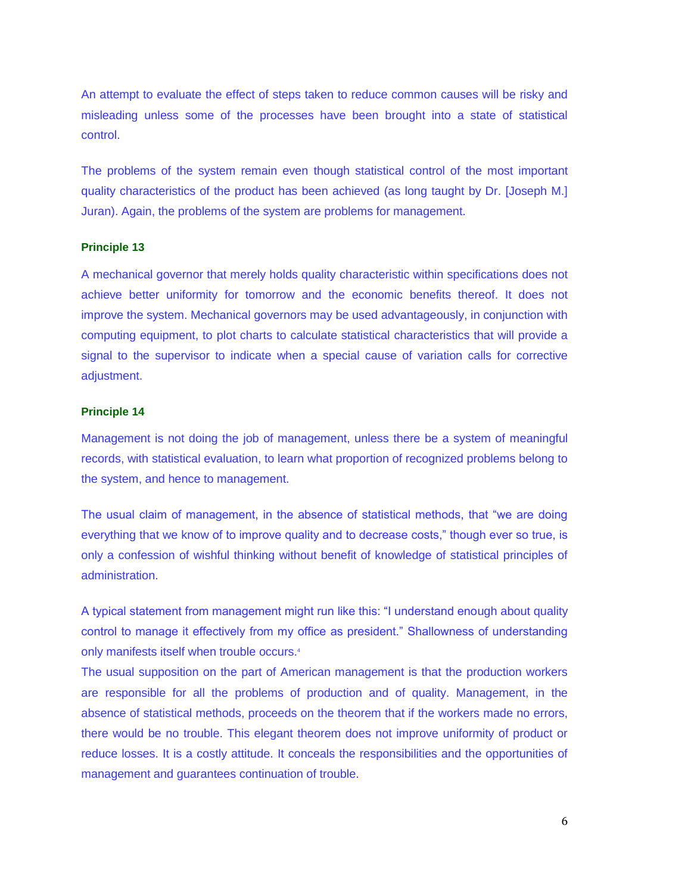An attempt to evaluate the effect of steps taken to reduce common causes will be risky and misleading unless some of the processes have been brought into a state of statistical control.

The problems of the system remain even though statistical control of the most important quality characteristics of the product has been achieved (as long taught by Dr. [Joseph M.] Juran). Again, the problems of the system are problems for management.

**Principle 13**

A mechanical governor that merely holds quality characteristic within specifications does not achieve better uniformity for tomorrow and the economic benefits thereof. It does not improve the system. Mechanical governors may be used advantageously, in conjunction with computing equipment, to plot charts to calculate statistical characteristics that will provide a signal to the supervisor to indicate when a special cause of variation calls for corrective adjustment.

**Principle 14**

Management is not doing the job of management, unless there be a system of meaningful records, with statistical evaluation, to learn what proportion of recognized problems belong to the system, and hence to management.

The usual claim of management, in the absence of statistical methods, that "we are doing everything that we know of to improve quality and to decrease costs," though ever so true, is only a confession of wishful thinking without benefit of knowledge of statistical principles of administration.

A typical statement from management might run like this: "I understand enough about quality control to manage it effectively from my office as president." Shallowness of understanding only manifests itself when trouble occurs.[4]

The usual supposition on the part of American management is that the production workers are responsible for all the problems of production and of quality. Management, in the absence of statistical methods, proceeds on the theorem that if the workers made no errors, there would be no trouble. This elegant theorem does not improve uniformity of product or reduce losses. It is a costly attitude. It conceals the responsibilities and the opportunities of management and guarantees continuation of trouble.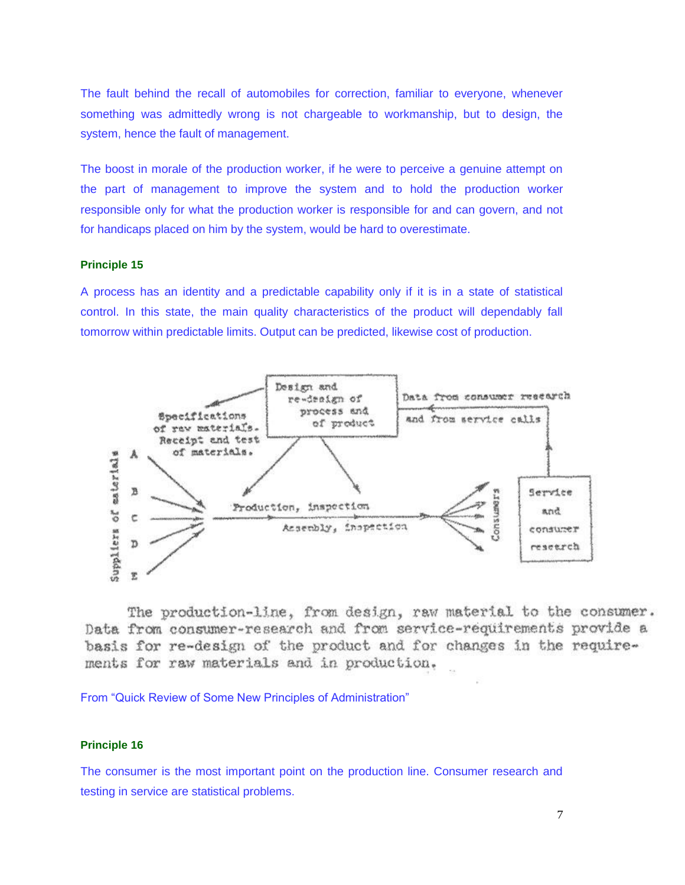The fault behind the recall of automobiles for correction, familiar to everyone, whenever something was admittedly wrong is not chargeable to workmanship, but to design, the system, hence the fault of management.

The boost in morale of the production worker, if he were to perceive a genuine attempt on the part of management to improve the system and to hold the production worker responsible only for what the production worker is responsible for and can govern, and not for handicaps placed on him by the system, would be hard to overestimate.

**Principle 15**

A process has an identity and a predictable capability only if it is in a state of statistical control. In this state, the main quality characteristics of the product will dependably fall tomorrow within predictable limits. Output can be predicted, likewise cost of production.

The production-line, from design, raw material to the consumer. Data from consumer-research and from service-requirements provide a basis for re-design of the product and for changes in the requirements for raw materials and in production.

From "Quick Review of Some New Principles of Administration"

**Principle 16**

The consumer is the most important point on the production line. Consumer research and testing in service are statistical problems.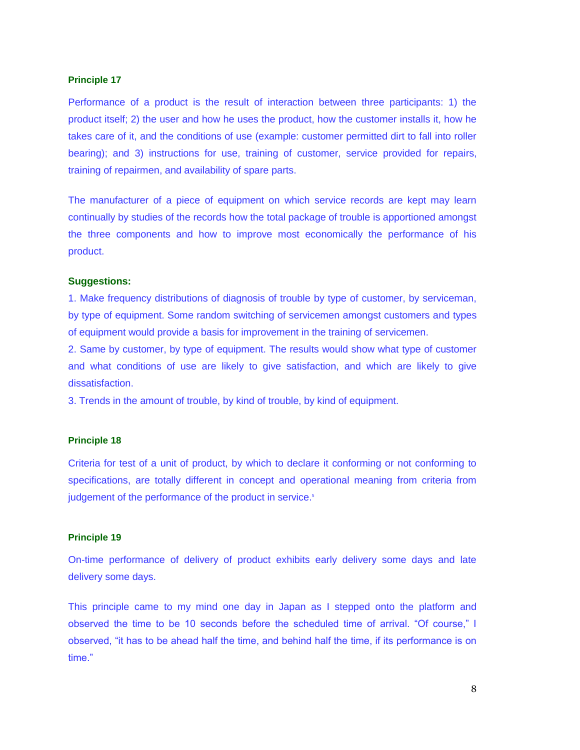### Principle 17

Performance of a product is the result of interaction between three participants: 1) the product itself; 2) the user and how he uses the product, how the customer installs it, how he takes care of it, and the conditions of use (example: customer permitted dirt to fall into roller bearing); and 3) instructions for use, training of customer, service provided for repairs, training of repairmen, and availability of spare parts.

The manufacturer of a piece of equipment on which service records are kept may learn continually by studies of the records how the total package of trouble is apportioned amongst the three components and how to improve most economically the performance of his product.

**Suggestions:**

1. Make frequency distributions of diagnosis of trouble by type of customer, by serviceman, by type of equipment. Some random switching of servicemen amongst customers and types of equipment would provide a basis for improvement in the training of servicemen.
2. Same by customer, by type of equipment. The results would show what type of customer and what conditions of use are likely to give satisfaction, and which are likely to give dissatisfaction.
3. Trends in the amount of trouble, by kind of trouble, by kind of equipment.

### Principle 18

Criteria for test of a unit of product, by which to declare it conforming or not conforming to specifications, are totally different in concept and operational meaning from criteria from judgement of the performance of the product in service.[5]

### Principle 19

On-time performance of delivery of product exhibits early delivery some days and late delivery some days.

This principle came to my mind one day in Japan as I stepped onto the platform and observed the time to be 10 seconds before the scheduled time of arrival. "Of course," I observed, "it has to be ahead half the time, and behind half the time, if its performance is on time."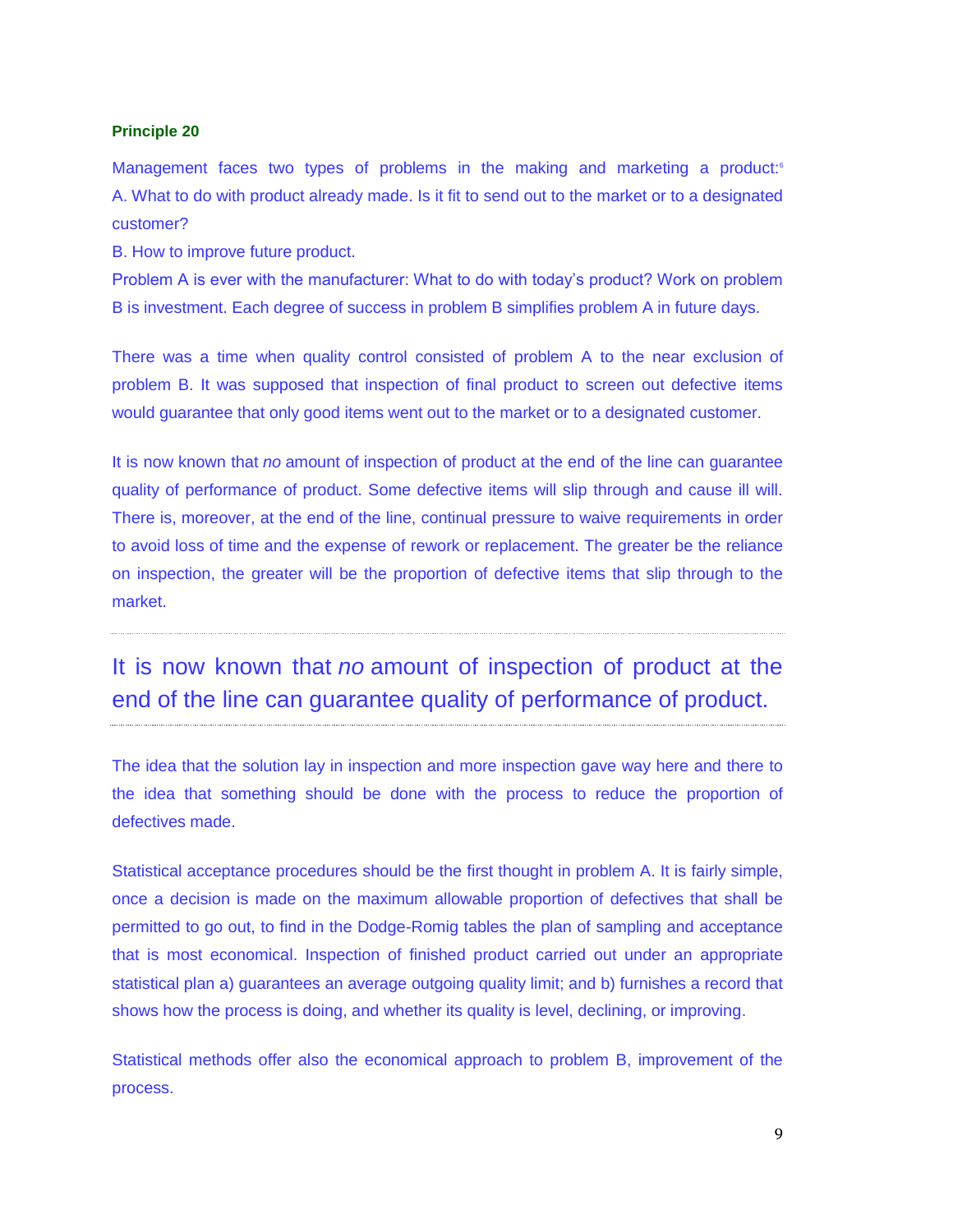**Principle 20**

Management faces two types of problems in the making and marketing a product:[6]
A. What to do with product already made. Is it fit to send out to the market or to a designated customer?
B. How to improve future product.
Problem A is ever with the manufacturer: What to do with today's product? Work on problem B is investment. Each degree of success in problem B simplifies problem A in future days.

There was a time when quality control consisted of problem A to the near exclusion of problem B. It was supposed that inspection of final product to screen out defective items would guarantee that only good items went out to the market or to a designated customer.

It is now known that *no* amount of inspection of product at the end of the line can guarantee quality of performance of product. Some defective items will slip through and cause ill will. There is, moreover, at the end of the line, continual pressure to waive requirements in order to avoid loss of time and the expense of rework or replacement. The greater be the reliance on inspection, the greater will be the proportion of defective items that slip through to the market.

---

It is now known that *no* amount of inspection of product at the end of the line can guarantee quality of performance of product.

---

The idea that the solution lay in inspection and more inspection gave way here and there to the idea that something should be done with the process to reduce the proportion of defectives made.

Statistical acceptance procedures should be the first thought in problem A. It is fairly simple, once a decision is made on the maximum allowable proportion of defectives that shall be permitted to go out, to find in the Dodge-Romig tables the plan of sampling and acceptance that is most economical. Inspection of finished product carried out under an appropriate statistical plan a) guarantees an average outgoing quality limit; and b) furnishes a record that shows how the process is doing, and whether its quality is level, declining, or improving.

Statistical methods offer also the economical approach to problem B, improvement of the process.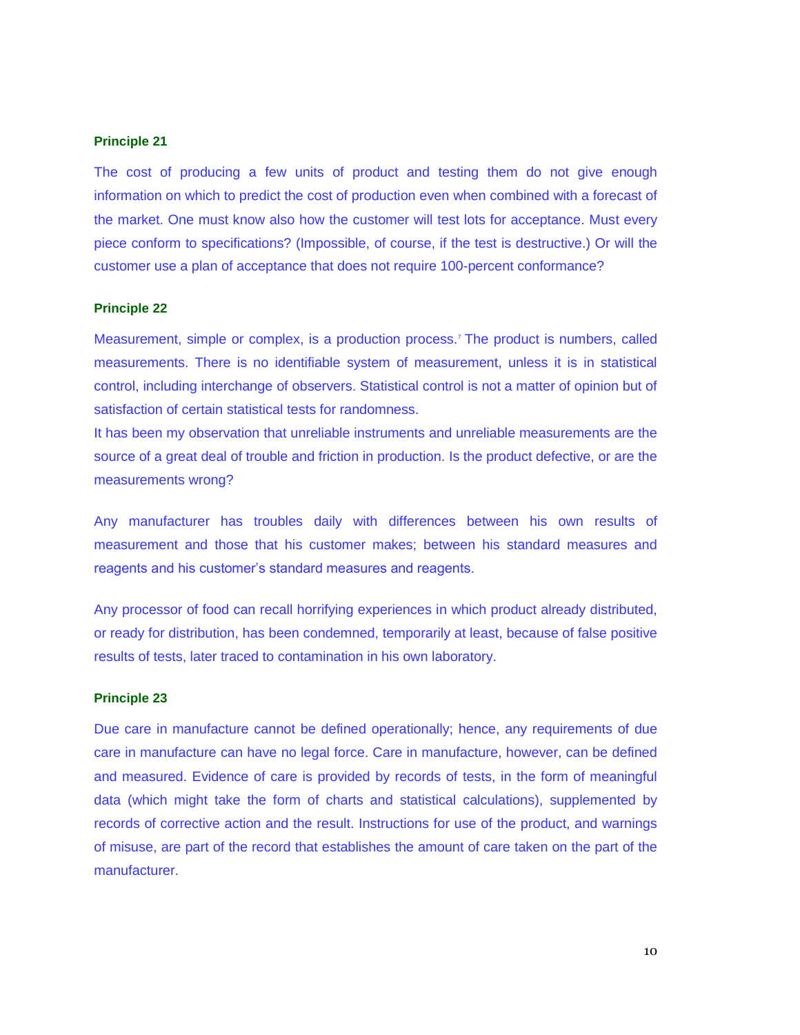### Principle 21

The cost of producing a few units of product and testing them do not give enough information on which to predict the cost of production even when combined with a forecast of the market. One must know also how the customer will test lots for acceptance. Must every piece conform to specifications? (Impossible, of course, if the test is destructive.) Or will the customer use a plan of acceptance that does not require 100-percent conformance?

### Principle 22

Measurement, simple or complex, is a production process.[7] The product is numbers, called measurements. There is no identifiable system of measurement, unless it is in statistical control, including interchange of observers. Statistical control is not a matter of opinion but of satisfaction of certain statistical tests for randomness.

It has been my observation that unreliable instruments and unreliable measurements are the source of a great deal of trouble and friction in production. Is the product defective, or are the measurements wrong?

Any manufacturer has troubles daily with differences between his own results of measurement and those that his customer makes; between his standard measures and reagents and his customer's standard measures and reagents.

Any processor of food can recall horrifying experiences in which product already distributed, or ready for distribution, has been condemned, temporarily at least, because of false positive results of tests, later traced to contamination in his own laboratory.

### Principle 23

Due care in manufacture cannot be defined operationally; hence, any requirements of due care in manufacture can have no legal force. Care in manufacture, however, can be defined and measured. Evidence of care is provided by records of tests, in the form of meaningful data (which might take the form of charts and statistical calculations), supplemented by records of corrective action and the result. Instructions for use of the product, and warnings of misuse, are part of the record that establishes the amount of care taken on the part of the manufacturer.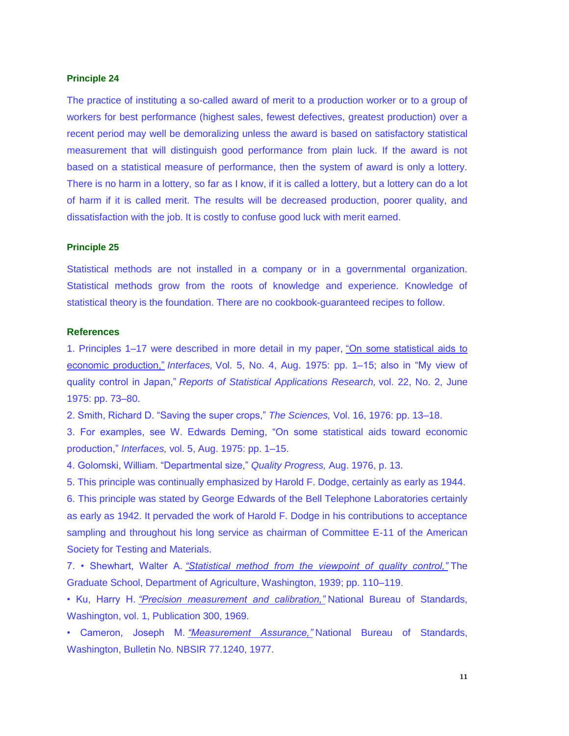**Principle 24**

The practice of instituting a so-called award of merit to a production worker or to a group of workers for best performance (highest sales, fewest defectives, greatest production) over a recent period may well be demoralizing unless the award is based on satisfactory statistical measurement that will distinguish good performance from plain luck. If the award is not based on a statistical measure of performance, then the system of award is only a lottery. There is no harm in a lottery, so far as I know, if it is called a lottery, but a lottery can do a lot of harm if it is called merit. The results will be decreased production, poorer quality, and dissatisfaction with the job. It is costly to confuse good luck with merit earned.

**Principle 25**

Statistical methods are not installed in a company or in a governmental organization. Statistical methods grow from the roots of knowledge and experience. Knowledge of statistical theory is the foundation. There are no cookbook-guaranteed recipes to follow.

**References**

1. Principles 1–17 were described in more detail in my paper, "On some statistical aids to economic production," *Interfaces,* Vol. 5, No. 4, Aug. 1975: pp. 1–15; also in "My view of quality control in Japan," *Reports of Statistical Applications Research,* vol. 22, No. 2, June 1975: pp. 73–80.
2. Smith, Richard D. "Saving the super crops," *The Sciences,* Vol. 16, 1976: pp. 13–18.
3. For examples, see W. Edwards Deming, "On some statistical aids toward economic production," *Interfaces,* vol. 5, Aug. 1975: pp. 1–15.
4. Golomski, William. "Departmental size," *Quality Progress,* Aug. 1976, p. 13.
5. This principle was continually emphasized by Harold F. Dodge, certainly as early as 1944.
6. This principle was stated by George Edwards of the Bell Telephone Laboratories certainly as early as 1942. It pervaded the work of Harold F. Dodge in his contributions to acceptance sampling and throughout his long service as chairman of Committee E-11 of the American Society for Testing and Materials.
7. • Shewhart, Walter A. *"Statistical method from the viewpoint of quality control,"* The Graduate School, Department of Agriculture, Washington, 1939; pp. 110–119.

• Ku, Harry H. *"Precision measurement and calibration,"* National Bureau of Standards, Washington, vol. 1, Publication 300, 1969.

• Cameron, Joseph M. *"Measurement Assurance,"* National Bureau of Standards, Washington, Bulletin No. NBSIR 77.1240, 1977.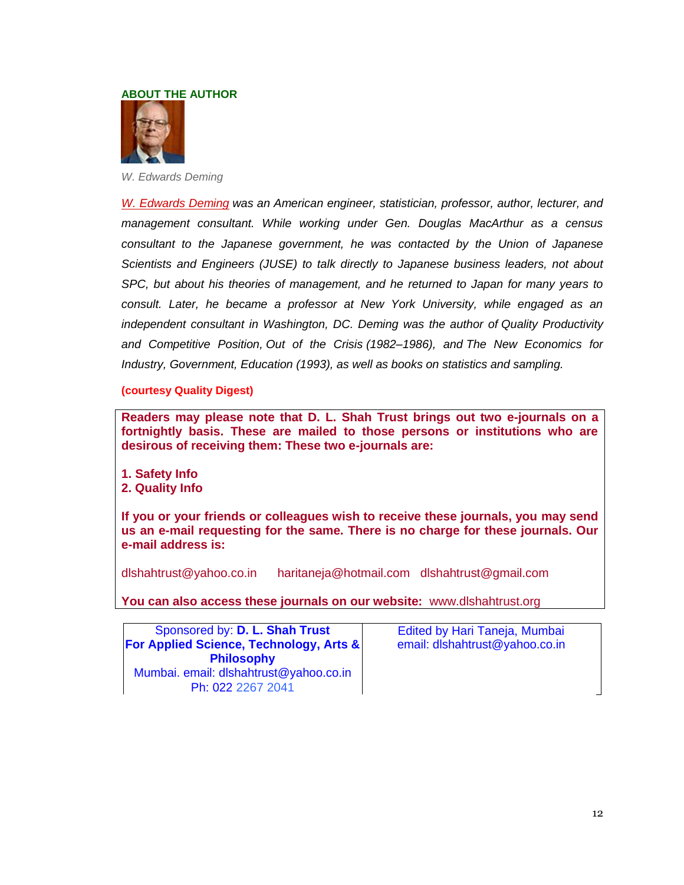## ABOUT THE AUTHOR

*W. Edwards Deming*

*W. Edwards Deming was an American engineer, statistician, professor, author, lecturer, and management consultant. While working under Gen. Douglas MacArthur as a census consultant to the Japanese government, he was contacted by the Union of Japanese Scientists and Engineers (JUSE) to talk directly to Japanese business leaders, not about SPC, but about his theories of management, and he returned to Japan for many years to consult. Later, he became a professor at New York University, while engaged as an independent consultant in Washington, DC. Deming was the author of Quality Productivity and Competitive Position, Out of the Crisis (1982–1986), and The New Economics for Industry, Government, Education (1993), as well as books on statistics and sampling.*

**(courtesy Quality Digest)**

**Readers may please note that D. L. Shah Trust brings out two e-journals on a fortnightly basis. These are mailed to those persons or institutions who are desirous of receiving them: These two e-journals are:**

**1. Safety Info**
**2. Quality Info**

**If you or your friends or colleagues wish to receive these journals, you may send us an e-mail requesting for the same. There is no charge for these journals. Our e-mail address is:**

dlshahtrust@yahoo.co.in haritaneja@hotmail.com dlshahtrust@gmail.com

**You can also access these journals on our website:** www.dlshahtrust.org

| | |
|---|---|
| Sponsored by: **D. L. Shah Trust For Applied Science, Technology, Arts & Philosophy** Mumbai. email: dlshahtrust@yahoo.co.in Ph: 022 2267 2041 | Edited by Hari Taneja, Mumbai email: dlshahtrust@yahoo.co.in |